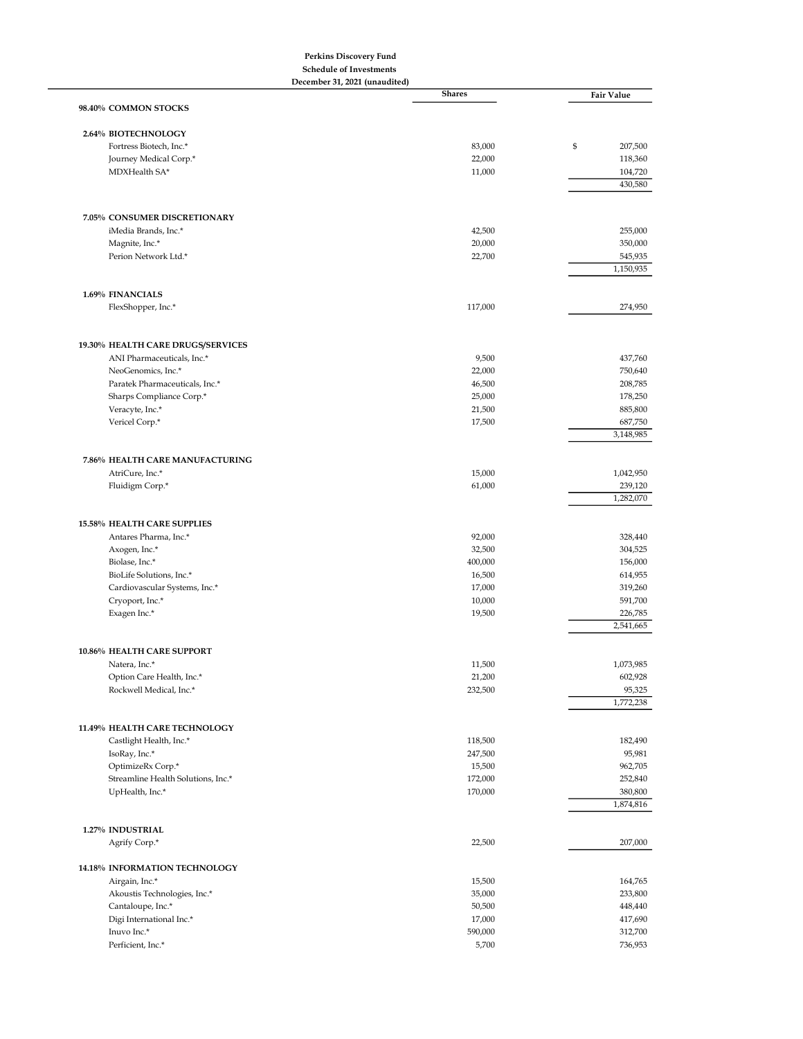**Perkins Discovery Fund**
**Schedule of Investments**
**December 31, 2021 (unaudited)**

| | Shares | Fair Value |
|---|---|---|
| **98.40% COMMON STOCKS** | | |
| **2.64% BIOTECHNOLOGY** | | |
| Fortress Biotech, Inc.* | 83,000 | $ 207,500 |
| Journey Medical Corp.* | 22,000 | 118,360 |
| MDXHealth SA* | 11,000 | 104,720 |
| | | 430,580 |
| **7.05% CONSUMER DISCRETIONARY** | | |
| iMedia Brands, Inc.* | 42,500 | 255,000 |
| Magnite, Inc.* | 20,000 | 350,000 |
| Perion Network Ltd.* | 22,700 | 545,935 |
| | | 1,150,935 |
| **1.69% FINANCIALS** | | |
| FlexShopper, Inc.* | 117,000 | 274,950 |
| **19.30% HEALTH CARE DRUGS/SERVICES** | | |
| ANI Pharmaceuticals, Inc.* | 9,500 | 437,760 |
| NeoGenomics, Inc.* | 22,000 | 750,640 |
| Paratek Pharmaceuticals, Inc.* | 46,500 | 208,785 |
| Sharps Compliance Corp.* | 25,000 | 178,250 |
| Veracyte, Inc.* | 21,500 | 885,800 |
| Vericel Corp.* | 17,500 | 687,750 |
| | | 3,148,985 |
| **7.86% HEALTH CARE MANUFACTURING** | | |
| AtriCure, Inc.* | 15,000 | 1,042,950 |
| Fluidigm Corp.* | 61,000 | 239,120 |
| | | 1,282,070 |
| **15.58% HEALTH CARE SUPPLIES** | | |
| Antares Pharma, Inc.* | 92,000 | 328,440 |
| Axogen, Inc.* | 32,500 | 304,525 |
| Biolase, Inc.* | 400,000 | 156,000 |
| BioLife Solutions, Inc.* | 16,500 | 614,955 |
| Cardiovascular Systems, Inc.* | 17,000 | 319,260 |
| Cryoport, Inc.* | 10,000 | 591,700 |
| Exagen Inc.* | 19,500 | 226,785 |
| | | 2,541,665 |
| **10.86% HEALTH CARE SUPPORT** | | |
| Natera, Inc.* | 11,500 | 1,073,985 |
| Option Care Health, Inc.* | 21,200 | 602,928 |
| Rockwell Medical, Inc.* | 232,500 | 95,325 |
| | | 1,772,238 |
| **11.49% HEALTH CARE TECHNOLOGY** | | |
| Castlight Health, Inc.* | 118,500 | 182,490 |
| IsoRay, Inc.* | 247,500 | 95,981 |
| OptimizeRx Corp.* | 15,500 | 962,705 |
| Streamline Health Solutions, Inc.* | 172,000 | 252,840 |
| UpHealth, Inc.* | 170,000 | 380,800 |
| | | 1,874,816 |
| **1.27% INDUSTRIAL** | | |
| Agrify Corp.* | 22,500 | 207,000 |
| **14.18% INFORMATION TECHNOLOGY** | | |
| Airgain, Inc.* | 15,500 | 164,765 |
| Akoustis Technologies, Inc.* | 35,000 | 233,800 |
| Cantaloupe, Inc.* | 50,500 | 448,440 |
| Digi International Inc.* | 17,000 | 417,690 |
| Inuvo Inc.* | 590,000 | 312,700 |
| Perficient, Inc.* | 5,700 | 736,953 |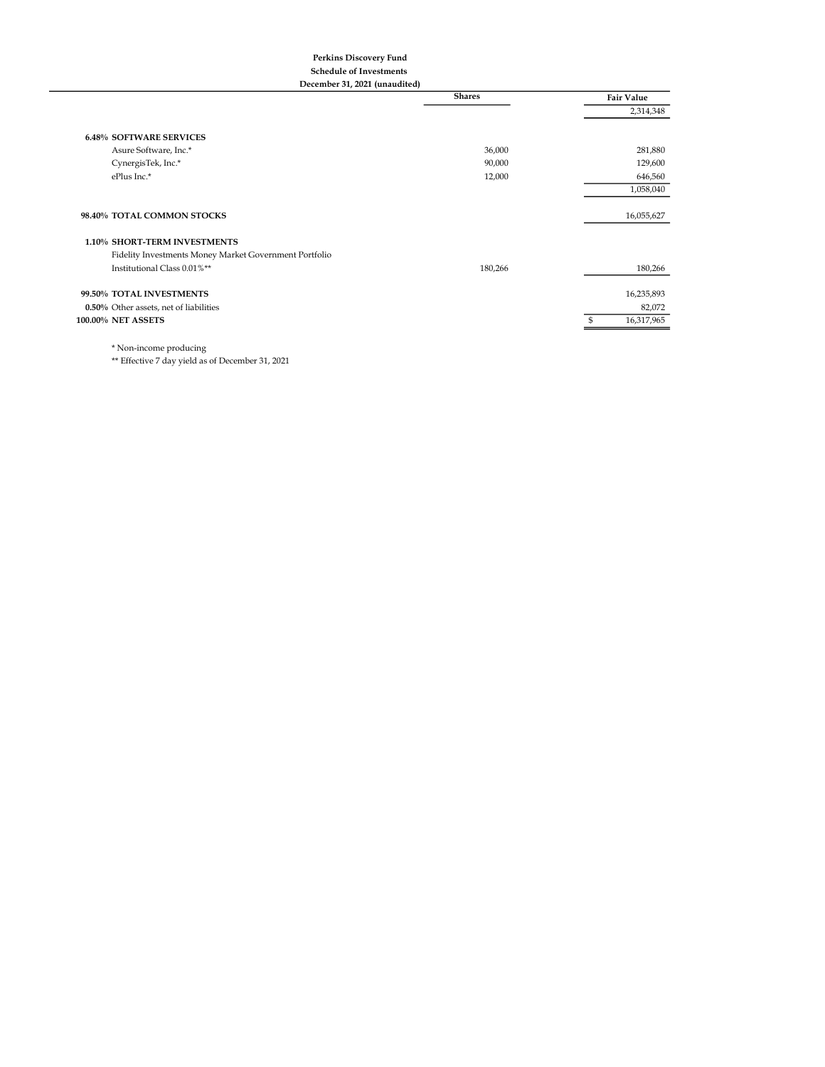**Perkins Discovery Fund**
**Schedule of Investments**
**December 31, 2021 (unaudited)**

| | | Shares | Fair Value |
|---|---|---|---|
| | | | 2,314,348 |
| **6.48%** | **SOFTWARE SERVICES** | | |
| | Asure Software, Inc.* | 36,000 | 281,880 |
| | CynergisTek, Inc.* | 90,000 | 129,600 |
| | ePlus Inc.* | 12,000 | 646,560 |
| | | | 1,058,040 |
| **98.40%** | **TOTAL COMMON STOCKS** | | 16,055,627 |
| **1.10%** | **SHORT-TERM INVESTMENTS** | | |
| | Fidelity Investments Money Market Government Portfolio Institutional Class 0.01%** | 180,266 | 180,266 |
| **99.50%** | **TOTAL INVESTMENTS** | | 16,235,893 |
| **0.50%** | Other assets, net of liabilities | | 82,072 |
| **100.00%** | **NET ASSETS** | | $ 16,317,965 |

* Non-income producing

** Effective 7 day yield as of December 31, 2021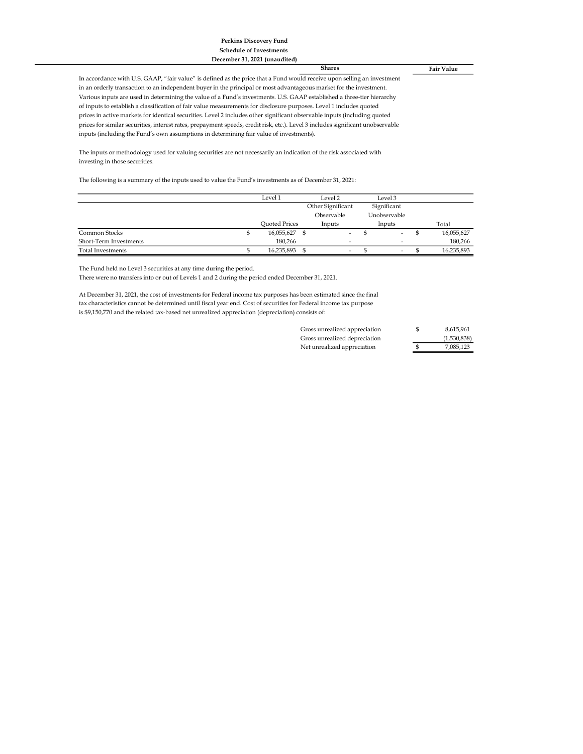**Perkins Discovery Fund**

**Schedule of Investments**

**December 31, 2021 (unaudited)**

| | **Shares** | **Fair Value** |
|---|---|---|

In accordance with U.S. GAAP, “fair value” is defined as the price that a Fund would receive upon selling an investment in an orderly transaction to an independent buyer in the principal or most advantageous market for the investment. Various inputs are used in determining the value of a Fund’s investments. U.S. GAAP established a three-tier hierarchy of inputs to establish a classification of fair value measurements for disclosure purposes. Level 1 includes quoted prices in active markets for identical securities. Level 2 includes other significant observable inputs (including quoted prices for similar securities, interest rates, prepayment speeds, credit risk, etc.). Level 3 includes significant unobservable inputs (including the Fund’s own assumptions in determining fair value of investments).

The inputs or methodology used for valuing securities are not necessarily an indication of the risk associated with investing in those securities.

The following is a summary of the inputs used to value the Fund’s investments as of December 31, 2021:

| | Level 1 | Level 2 | Level 3 | |
|---|---|---|---|---|
| | Quoted Prices | Other Significant Observable Inputs | Significant Unobservable Inputs | Total |
| Common Stocks | $ 16,055,627 | $ - | $ - | $ 16,055,627 |
| Short-Term Investments | 180,266 | - | - | 180,266 |
| Total Investments | $ 16,235,893 | $ - | $ - | $ 16,235,893 |

The Fund held no Level 3 securities at any time during the period.
There were no transfers into or out of Levels 1 and 2 during the period ended December 31, 2021.

At December 31, 2021, the cost of investments for Federal income tax purposes has been estimated since the final tax characteristics cannot be determined until fiscal year end. Cost of securities for Federal income tax purpose is $9,150,770 and the related tax-based net unrealized appreciation (depreciation) consists of:

| | |
|---|---|
| Gross unrealized appreciation | $ 8,615,961 |
| Gross unrealized depreciation | (1,530,838) |
| Net unrealized appreciation | $ 7,085,123 |